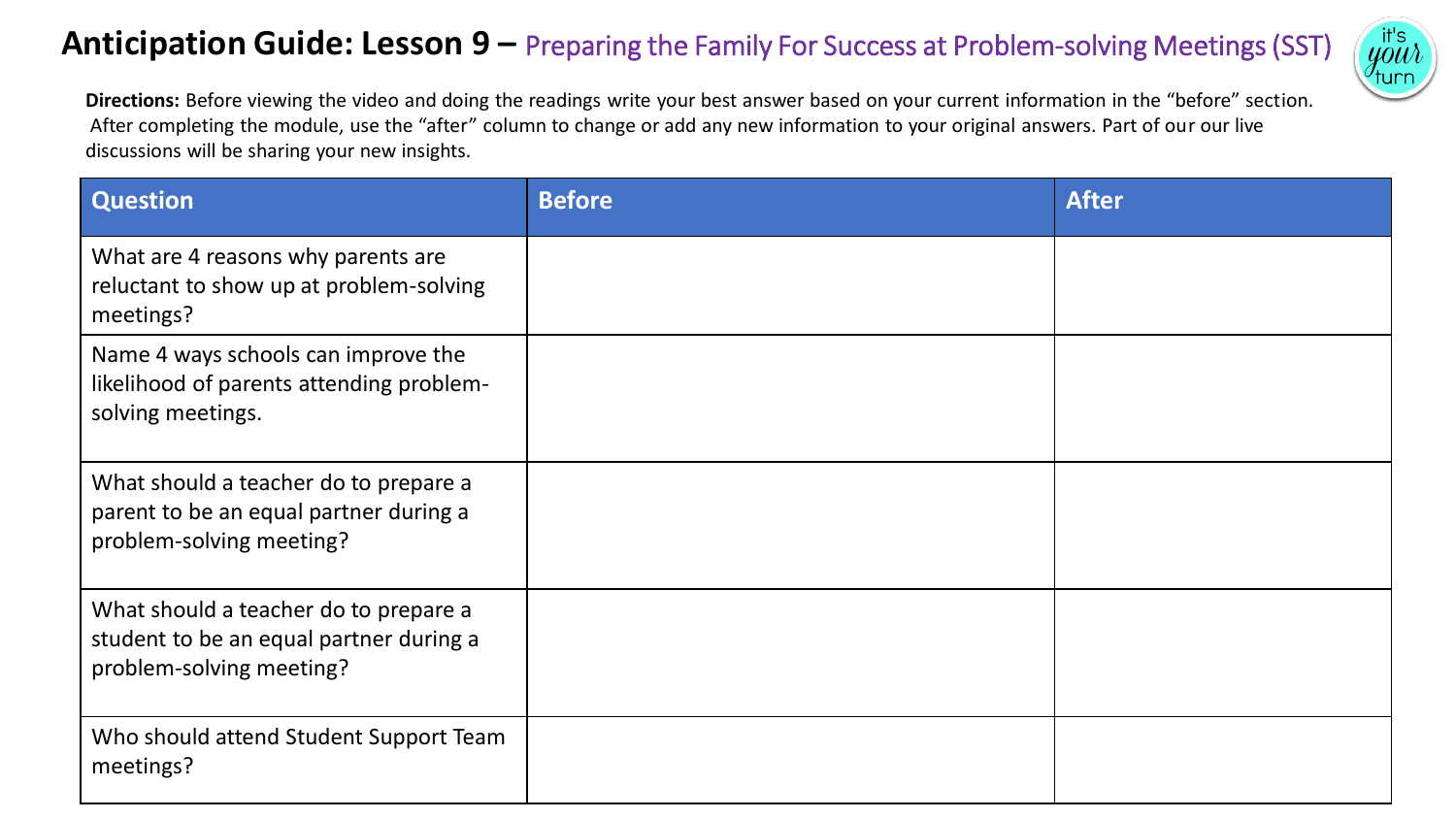# Anticipation Guide: Lesson 9 – Preparing the Family For Success at Problem-solving Meetings (SST)

**Directions:** Before viewing the video and doing the readings write your best answer based on your current information in the "before" section. After completing the module, use the "after" column to change or add any new information to your original answers. Part of our our live discussions will be sharing your new insights.

| Question | Before | After |
| --- | --- | --- |
| What are 4 reasons why parents are reluctant to show up at problem-solving meetings? | | |
| Name 4 ways schools can improve the likelihood of parents attending problem-solving meetings. | | |
| What should a teacher do to prepare a parent to be an equal partner during a problem-solving meeting? | | |
| What should a teacher do to prepare a student to be an equal partner during a problem-solving meeting? | | |
| Who should attend Student Support Team meetings? | | |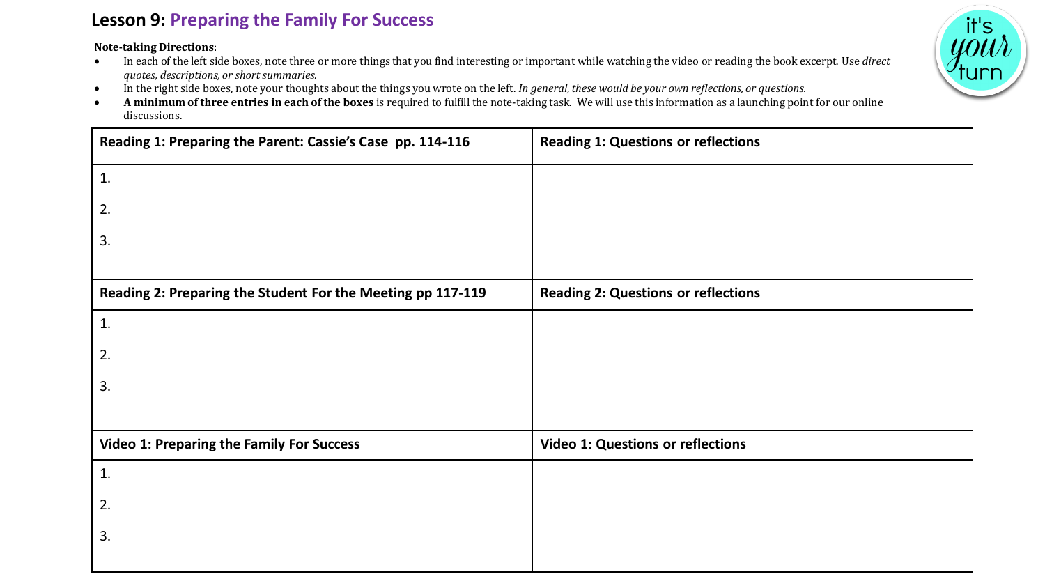# Lesson 9: Preparing the Family For Success

**Note-taking Directions**:

- In each of the left side boxes, note three or more things that you find interesting or important while watching the video or reading the book excerpt. Use *direct quotes, descriptions, or short summaries.*
- In the right side boxes, note your thoughts about the things you wrote on the left. *In general, these would be your own reflections, or questions.*
- **A minimum of three entries in each of the boxes** is required to fulfill the note-taking task. We will use this information as a launching point for our online discussions.

| **Reading 1: Preparing the Parent: Cassie's Case pp. 114-116** | **Reading 1: Questions or reflections** |
|---|---|
| 1.<br><br>2.<br><br>3. | |
| **Reading 2: Preparing the Student For the Meeting pp 117-119** | **Reading 2: Questions or reflections** |
| 1.<br><br>2.<br><br>3. | |
| **Video 1: Preparing the Family For Success** | **Video 1: Questions or reflections** |
| 1.<br><br>2.<br><br>3. | |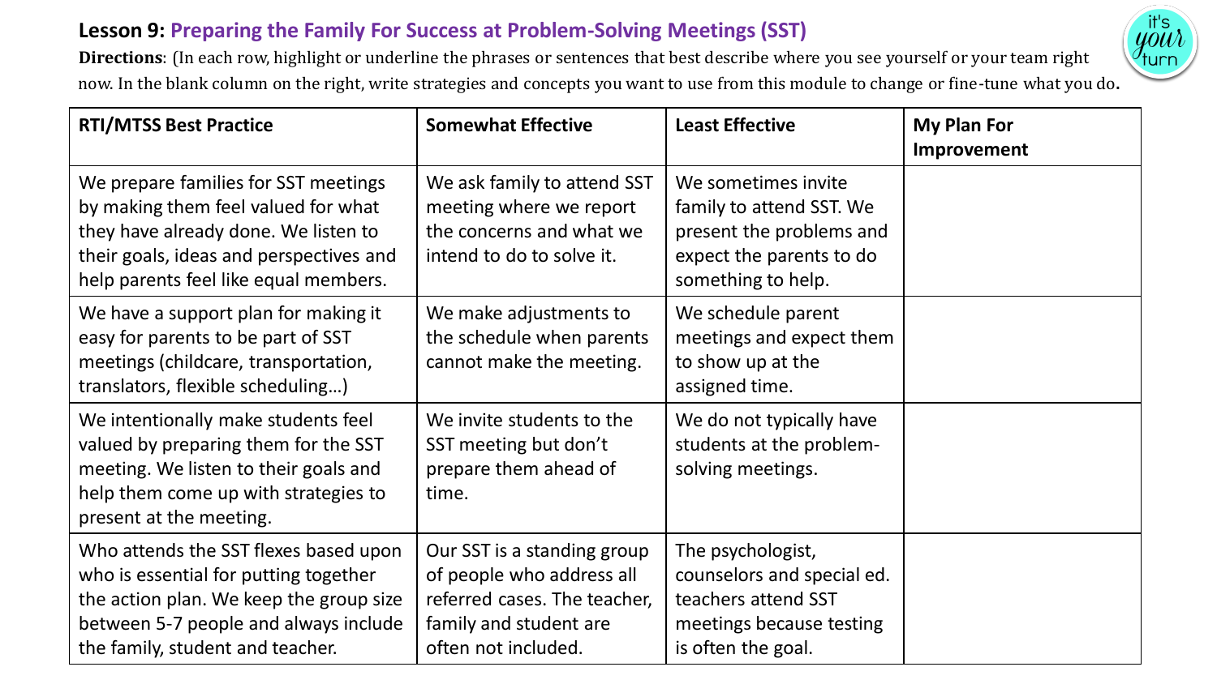**Lesson 9: Preparing the Family For Success at Problem-Solving Meetings (SST)**

**Directions**: (In each row, highlight or underline the phrases or sentences that best describe where you see yourself or your team right now. In the blank column on the right, write strategies and concepts you want to use from this module to change or fine-tune what you do**.**

| RTI/MTSS Best Practice | Somewhat Effective | Least Effective | My Plan For Improvement |
|---|---|---|---|
| We prepare families for SST meetings by making them feel valued for what they have already done. We listen to their goals, ideas and perspectives and help parents feel like equal members. | We ask family to attend SST meeting where we report the concerns and what we intend to do to solve it. | We sometimes invite family to attend SST. We present the problems and expect the parents to do something to help. | |
| We have a support plan for making it easy for parents to be part of SST meetings (childcare, transportation, translators, flexible scheduling…) | We make adjustments to the schedule when parents cannot make the meeting. | We schedule parent meetings and expect them to show up at the assigned time. | |
| We intentionally make students feel valued by preparing them for the SST meeting. We listen to their goals and help them come up with strategies to present at the meeting. | We invite students to the SST meeting but don't prepare them ahead of time. | We do not typically have students at the problem-solving meetings. | |
| Who attends the SST flexes based upon who is essential for putting together the action plan. We keep the group size between 5-7 people and always include the family, student and teacher. | Our SST is a standing group of people who address all referred cases. The teacher, family and student are often not included. | The psychologist, counselors and special ed. teachers attend SST meetings because testing is often the goal. | |